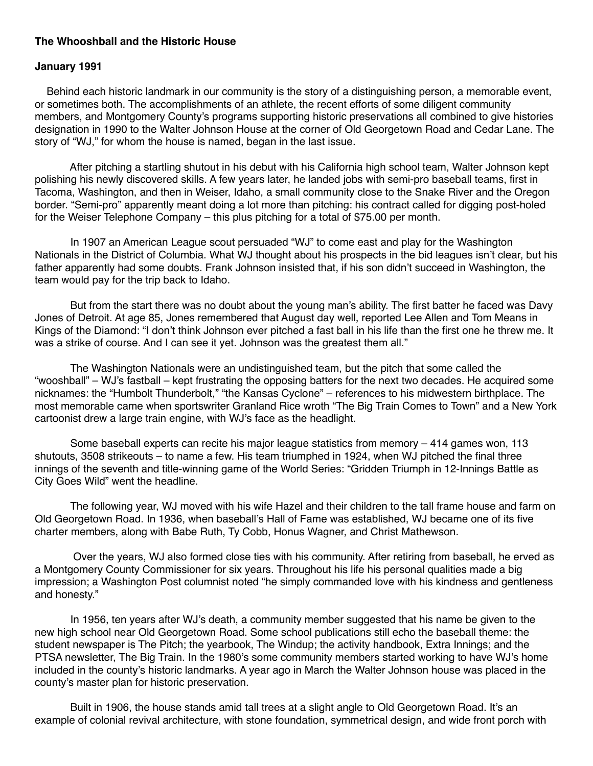**The Whooshball and the Historic House**

**January 1991**

Behind each historic landmark in our community is the story of a distinguishing person, a memorable event, or sometimes both. The accomplishments of an athlete, the recent efforts of some diligent community members, and Montgomery County's programs supporting historic preservations all combined to give histories designation in 1990 to the Walter Johnson House at the corner of Old Georgetown Road and Cedar Lane. The story of "WJ," for whom the house is named, began in the last issue.

After pitching a startling shutout in his debut with his California high school team, Walter Johnson kept polishing his newly discovered skills. A few years later, he landed jobs with semi-pro baseball teams, first in Tacoma, Washington, and then in Weiser, Idaho, a small community close to the Snake River and the Oregon border. "Semi-pro" apparently meant doing a lot more than pitching: his contract called for digging post-holed for the Weiser Telephone Company – this plus pitching for a total of $75.00 per month.

In 1907 an American League scout persuaded "WJ" to come east and play for the Washington Nationals in the District of Columbia. What WJ thought about his prospects in the bid leagues isn't clear, but his father apparently had some doubts. Frank Johnson insisted that, if his son didn't succeed in Washington, the team would pay for the trip back to Idaho.

But from the start there was no doubt about the young man's ability. The first batter he faced was Davy Jones of Detroit. At age 85, Jones remembered that August day well, reported Lee Allen and Tom Means in Kings of the Diamond: "I don't think Johnson ever pitched a fast ball in his life than the first one he threw me. It was a strike of course. And I can see it yet. Johnson was the greatest them all."

The Washington Nationals were an undistinguished team, but the pitch that some called the "wooshball" – WJ's fastball – kept frustrating the opposing batters for the next two decades. He acquired some nicknames: the "Humbolt Thunderbolt," "the Kansas Cyclone" – references to his midwestern birthplace. The most memorable came when sportswriter Granland Rice wroth "The Big Train Comes to Town" and a New York cartoonist drew a large train engine, with WJ's face as the headlight.

Some baseball experts can recite his major league statistics from memory – 414 games won, 113 shutouts, 3508 strikeouts – to name a few. His team triumphed in 1924, when WJ pitched the final three innings of the seventh and title-winning game of the World Series: "Gridden Triumph in 12-Innings Battle as City Goes Wild" went the headline.

The following year, WJ moved with his wife Hazel and their children to the tall frame house and farm on Old Georgetown Road. In 1936, when baseball's Hall of Fame was established, WJ became one of its five charter members, along with Babe Ruth, Ty Cobb, Honus Wagner, and Christ Mathewson.

Over the years, WJ also formed close ties with his community. After retiring from baseball, he erved as a Montgomery County Commissioner for six years. Throughout his life his personal qualities made a big impression; a Washington Post columnist noted "he simply commanded love with his kindness and gentleness and honesty."

In 1956, ten years after WJ's death, a community member suggested that his name be given to the new high school near Old Georgetown Road. Some school publications still echo the baseball theme: the student newspaper is The Pitch; the yearbook, The Windup; the activity handbook, Extra Innings; and the PTSA newsletter, The Big Train. In the 1980's some community members started working to have WJ's home included in the county's historic landmarks. A year ago in March the Walter Johnson house was placed in the county's master plan for historic preservation.

Built in 1906, the house stands amid tall trees at a slight angle to Old Georgetown Road. It's an example of colonial revival architecture, with stone foundation, symmetrical design, and wide front porch with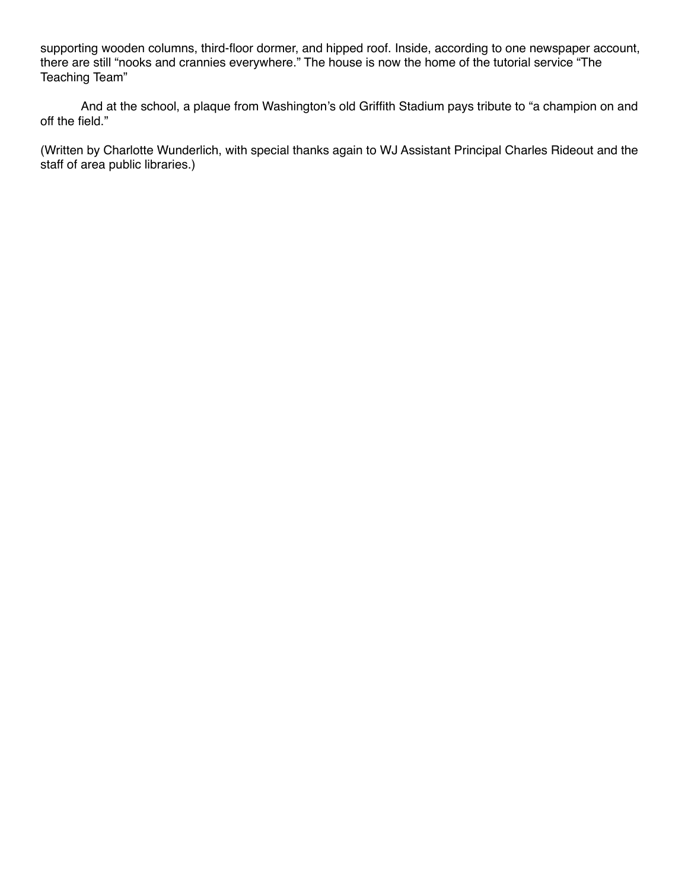supporting wooden columns, third-floor dormer, and hipped roof. Inside, according to one newspaper account, there are still "nooks and crannies everywhere." The house is now the home of the tutorial service "The Teaching Team"

And at the school, a plaque from Washington's old Griffith Stadium pays tribute to "a champion on and off the field."

(Written by Charlotte Wunderlich, with special thanks again to WJ Assistant Principal Charles Rideout and the staff of area public libraries.)